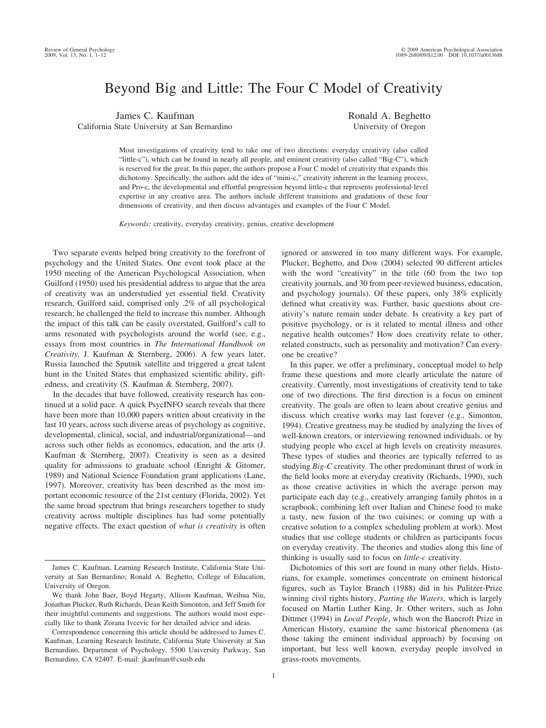# Beyond Big and Little: The Four C Model of Creativity

James C. Kaufman
California State University at San Bernardino

Ronald A. Beghetto
University of Oregon

Most investigations of creativity tend to take one of two directions: everyday creativity (also called "little-c"), which can be found in nearly all people, and eminent creativity (also called "Big-C"), which is reserved for the great. In this paper, the authors propose a Four C model of creativity that expands this dichotomy. Specifically, the authors add the idea of "mini-c," creativity inherent in the learning process, and Pro-c, the developmental and effortful progression beyond little-c that represents professional-level expertise in any creative area. The authors include different transitions and gradations of these four dimensions of creativity, and then discuss advantages and examples of the Four C Model.

*Keywords:* creativity, everyday creativity, genius, creative development

Two separate events helped bring creativity to the forefront of psychology and the United States. One event took place at the 1950 meeting of the American Psychological Association, when Guilford (1950) used his presidential address to argue that the area of creativity was an understudied yet essential field. Creativity research, Guilford said, comprised only .2% of all psychological research; he challenged the field to increase this number. Although the impact of this talk can be easily overstated, Guilford's call to arms resonated with psychologists around the world (see, e.g., essays from most countries in *The International Handbook on Creativity,* J. Kaufman & Sternberg, 2006). A few years later, Russia launched the Sputnik satellite and triggered a great talent hunt in the United States that emphasized scientific ability, giftedness, and creativity (S. Kaufman & Sternberg, 2007).

In the decades that have followed, creativity research has continued at a solid pace. A quick PsycINFO search reveals that there have been more than 10,000 papers written about creativity in the last 10 years, across such diverse areas of psychology as cognitive, developmental, clinical, social, and industrial/organizational—and across such other fields as economics, education, and the arts (J. Kaufman & Sternberg, 2007). Creativity is seen as a desired quality for admissions to graduate school (Enright & Gitomer, 1989) and National Science Foundation grant applications (Lane, 1997). Moreover, creativity has been described as the most important economic resource of the 21st century (Florida, 2002). Yet the same broad spectrum that brings researchers together to study creativity across multiple disciplines has had some potentially negative effects. The exact question of *what is creativity* is often ignored or answered in too many different ways. For example, Plucker, Beghetto, and Dow (2004) selected 90 different articles with the word "creativity" in the title (60 from the two top creativity journals, and 30 from peer-reviewed business, education, and psychology journals). Of these papers, only 38% explicitly defined what creativity was. Further, basic questions about creativity's nature remain under debate. Is creativity a key part of positive psychology, or is it related to mental illness and other negative health outcomes? How does creativity relate to other, related constructs, such as personality and motivation? Can everyone be creative?

In this paper, we offer a preliminary, conceptual model to help frame these questions and more clearly articulate the nature of creativity. Currently, most investigations of creativity tend to take one of two directions. The first direction is a focus on eminent creativity. The goals are often to learn about creative genius and discuss which creative works may last forever (e.g., Simonton, 1994). Creative greatness may be studied by analyzing the lives of well-known creators, or interviewing renowned individuals, or by studying people who excel at high levels on creativity measures. These types of studies and theories are typically referred to as studying *Big-C* creativity. The other predominant thrust of work in the field looks more at everyday creativity (Richards, 1990), such as those creative activities in which the average person may participate each day (e.g., creatively arranging family photos in a scrapbook; combining left over Italian and Chinese food to make a tasty, new fusion of the two cuisines; or coming up with a creative solution to a complex scheduling problem at work). Most studies that use college students or children as participants focus on everyday creativity. The theories and studies along this line of thinking is usually said to focus on *little-c* creativity.

Dichotomies of this sort are found in many other fields. Historians, for example, sometimes concentrate on eminent historical figures, such as Taylor Branch (1988) did in his Pulitzer-Prize winning civil rights history, *Parting the Waters*, which is largely focused on Martin Luther King, Jr. Other writers, such as John Dittmer (1994) in *Local People*, which won the Bancroft Prize in American History, examine the same historical phenomena (as those taking the eminent individual approach) by focusing on important, but less well known, everyday people involved in grass-roots movements.

---

James C. Kaufman, Learning Research Institute, California State University at San Bernardino; Ronald A. Beghetto, College of Education, University of Oregon.

We thank John Baer, Boyd Hegarty, Allison Kaufman, Weihua Niu, Jonathan Plucker, Ruth Richards, Dean Keith Simonton, and Jeff Smith for their insightful comments and suggestions. The authors would most especially like to thank Zorana Ivcevic for her detailed advice and ideas.

Correspondence concerning this article should be addressed to James C. Kaufman, Learning Research Institute, California State University at San Bernardino, Department of Psychology, 5500 University Parkway, San Bernardino, CA 92407. E-mail: jkaufman@csusb.edu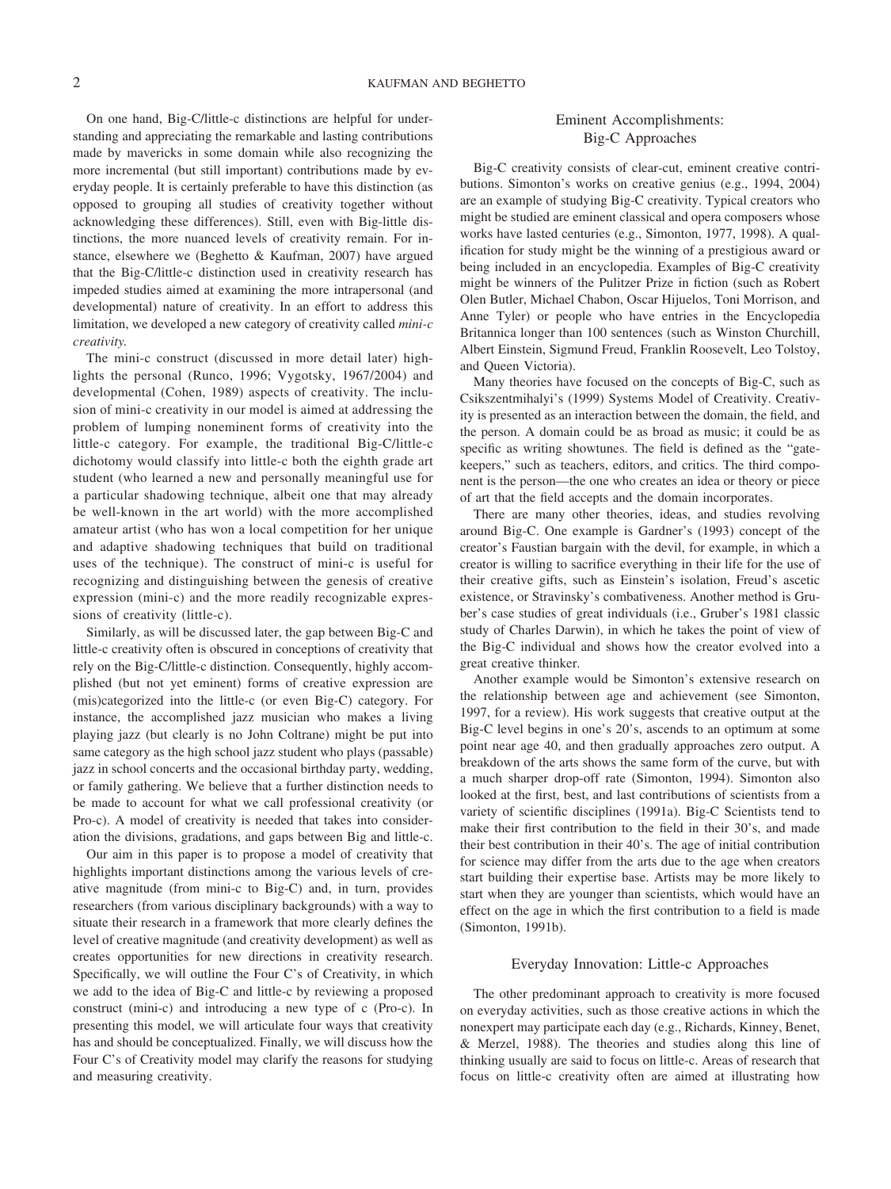On one hand, Big-C/little-c distinctions are helpful for understanding and appreciating the remarkable and lasting contributions made by mavericks in some domain while also recognizing the more incremental (but still important) contributions made by everyday people. It is certainly preferable to have this distinction (as opposed to grouping all studies of creativity together without acknowledging these differences). Still, even with Big-little distinctions, the more nuanced levels of creativity remain. For instance, elsewhere we (Beghetto & Kaufman, 2007) have argued that the Big-C/little-c distinction used in creativity research has impeded studies aimed at examining the more intrapersonal (and developmental) nature of creativity. In an effort to address this limitation, we developed a new category of creativity called *mini-c creativity.*

The mini-c construct (discussed in more detail later) highlights the personal (Runco, 1996; Vygotsky, 1967/2004) and developmental (Cohen, 1989) aspects of creativity. The inclusion of mini-c creativity in our model is aimed at addressing the problem of lumping noneminent forms of creativity into the little-c category. For example, the traditional Big-C/little-c dichotomy would classify into little-c both the eighth grade art student (who learned a new and personally meaningful use for a particular shadowing technique, albeit one that may already be well-known in the art world) with the more accomplished amateur artist (who has won a local competition for her unique and adaptive shadowing techniques that build on traditional uses of the technique). The construct of mini-c is useful for recognizing and distinguishing between the genesis of creative expression (mini-c) and the more readily recognizable expressions of creativity (little-c).

Similarly, as will be discussed later, the gap between Big-C and little-c creativity often is obscured in conceptions of creativity that rely on the Big-C/little-c distinction. Consequently, highly accomplished (but not yet eminent) forms of creative expression are (mis)categorized into the little-c (or even Big-C) category. For instance, the accomplished jazz musician who makes a living playing jazz (but clearly is no John Coltrane) might be put into same category as the high school jazz student who plays (passable) jazz in school concerts and the occasional birthday party, wedding, or family gathering. We believe that a further distinction needs to be made to account for what we call professional creativity (or Pro-c). A model of creativity is needed that takes into consideration the divisions, gradations, and gaps between Big and little-c.

Our aim in this paper is to propose a model of creativity that highlights important distinctions among the various levels of creative magnitude (from mini-c to Big-C) and, in turn, provides researchers (from various disciplinary backgrounds) with a way to situate their research in a framework that more clearly defines the level of creative magnitude (and creativity development) as well as creates opportunities for new directions in creativity research. Specifically, we will outline the Four C's of Creativity, in which we add to the idea of Big-C and little-c by reviewing a proposed construct (mini-c) and introducing a new type of c (Pro-c). In presenting this model, we will articulate four ways that creativity has and should be conceptualized. Finally, we will discuss how the Four C's of Creativity model may clarify the reasons for studying and measuring creativity.

## Eminent Accomplishments: Big-C Approaches

Big-C creativity consists of clear-cut, eminent creative contributions. Simonton's works on creative genius (e.g., 1994, 2004) are an example of studying Big-C creativity. Typical creators who might be studied are eminent classical and opera composers whose works have lasted centuries (e.g., Simonton, 1977, 1998). A qualification for study might be the winning of a prestigious award or being included in an encyclopedia. Examples of Big-C creativity might be winners of the Pulitzer Prize in fiction (such as Robert Olen Butler, Michael Chabon, Oscar Hijuelos, Toni Morrison, and Anne Tyler) or people who have entries in the Encyclopedia Britannica longer than 100 sentences (such as Winston Churchill, Albert Einstein, Sigmund Freud, Franklin Roosevelt, Leo Tolstoy, and Queen Victoria).

Many theories have focused on the concepts of Big-C, such as Csikszentmihalyi's (1999) Systems Model of Creativity. Creativity is presented as an interaction between the domain, the field, and the person. A domain could be as broad as music; it could be as specific as writing showtunes. The field is defined as the "gatekeepers," such as teachers, editors, and critics. The third component is the person—the one who creates an idea or theory or piece of art that the field accepts and the domain incorporates.

There are many other theories, ideas, and studies revolving around Big-C. One example is Gardner's (1993) concept of the creator's Faustian bargain with the devil, for example, in which a creator is willing to sacrifice everything in their life for the use of their creative gifts, such as Einstein's isolation, Freud's ascetic existence, or Stravinsky's combativeness. Another method is Gruber's case studies of great individuals (i.e., Gruber's 1981 classic study of Charles Darwin), in which he takes the point of view of the Big-C individual and shows how the creator evolved into a great creative thinker.

Another example would be Simonton's extensive research on the relationship between age and achievement (see Simonton, 1997, for a review). His work suggests that creative output at the Big-C level begins in one's 20's, ascends to an optimum at some point near age 40, and then gradually approaches zero output. A breakdown of the arts shows the same form of the curve, but with a much sharper drop-off rate (Simonton, 1994). Simonton also looked at the first, best, and last contributions of scientists from a variety of scientific disciplines (1991a). Big-C Scientists tend to make their first contribution to the field in their 30's, and made their best contribution in their 40's. The age of initial contribution for science may differ from the arts due to the age when creators start building their expertise base. Artists may be more likely to start when they are younger than scientists, which would have an effect on the age in which the first contribution to a field is made (Simonton, 1991b).

## Everyday Innovation: Little-c Approaches

The other predominant approach to creativity is more focused on everyday activities, such as those creative actions in which the nonexpert may participate each day (e.g., Richards, Kinney, Benet, & Merzel, 1988). The theories and studies along this line of thinking usually are said to focus on little-c. Areas of research that focus on little-c creativity often are aimed at illustrating how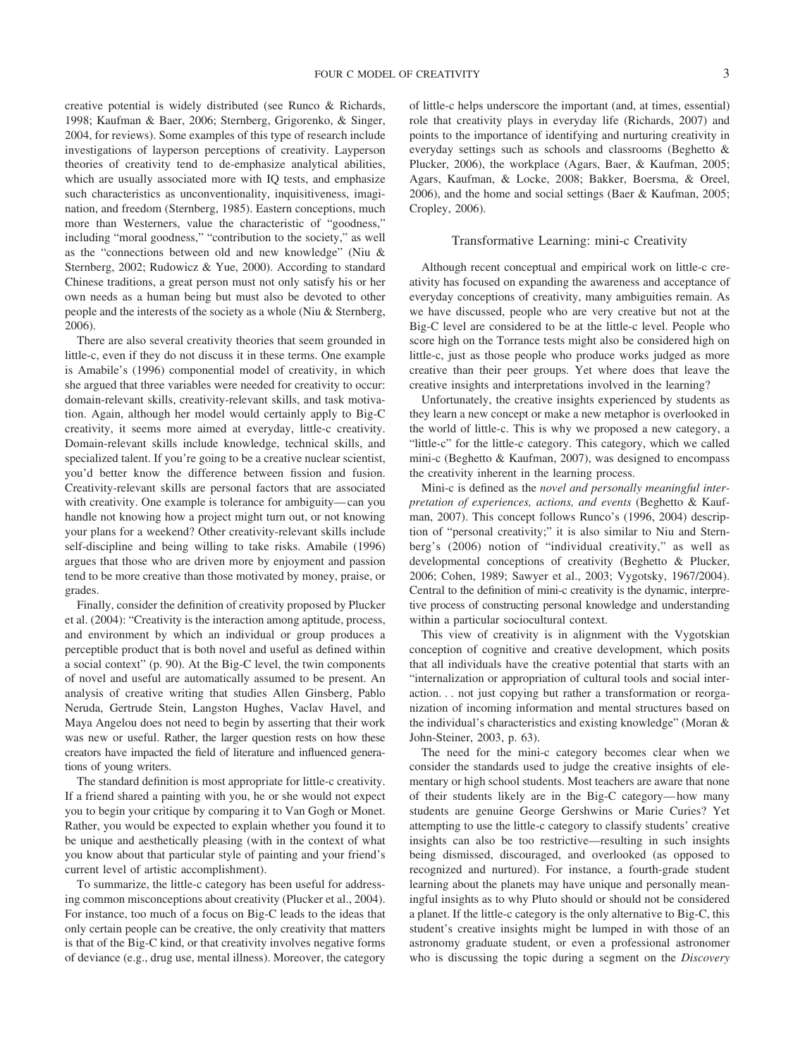creative potential is widely distributed (see Runco & Richards, 1998; Kaufman & Baer, 2006; Sternberg, Grigorenko, & Singer, 2004, for reviews). Some examples of this type of research include investigations of layperson perceptions of creativity. Layperson theories of creativity tend to de-emphasize analytical abilities, which are usually associated more with IQ tests, and emphasize such characteristics as unconventionality, inquisitiveness, imagination, and freedom (Sternberg, 1985). Eastern conceptions, much more than Westerners, value the characteristic of "goodness," including "moral goodness," "contribution to the society," as well as the "connections between old and new knowledge" (Niu & Sternberg, 2002; Rudowicz & Yue, 2000). According to standard Chinese traditions, a great person must not only satisfy his or her own needs as a human being but must also be devoted to other people and the interests of the society as a whole (Niu & Sternberg, 2006).

There are also several creativity theories that seem grounded in little-c, even if they do not discuss it in these terms. One example is Amabile's (1996) componential model of creativity, in which she argued that three variables were needed for creativity to occur: domain-relevant skills, creativity-relevant skills, and task motivation. Again, although her model would certainly apply to Big-C creativity, it seems more aimed at everyday, little-c creativity. Domain-relevant skills include knowledge, technical skills, and specialized talent. If you're going to be a creative nuclear scientist, you'd better know the difference between fission and fusion. Creativity-relevant skills are personal factors that are associated with creativity. One example is tolerance for ambiguity—can you handle not knowing how a project might turn out, or not knowing your plans for a weekend? Other creativity-relevant skills include self-discipline and being willing to take risks. Amabile (1996) argues that those who are driven more by enjoyment and passion tend to be more creative than those motivated by money, praise, or grades.

Finally, consider the definition of creativity proposed by Plucker et al. (2004): "Creativity is the interaction among aptitude, process, and environment by which an individual or group produces a perceptible product that is both novel and useful as defined within a social context" (p. 90). At the Big-C level, the twin components of novel and useful are automatically assumed to be present. An analysis of creative writing that studies Allen Ginsberg, Pablo Neruda, Gertrude Stein, Langston Hughes, Vaclav Havel, and Maya Angelou does not need to begin by asserting that their work was new or useful. Rather, the larger question rests on how these creators have impacted the field of literature and influenced generations of young writers.

The standard definition is most appropriate for little-c creativity. If a friend shared a painting with you, he or she would not expect you to begin your critique by comparing it to Van Gogh or Monet. Rather, you would be expected to explain whether you found it to be unique and aesthetically pleasing (with in the context of what you know about that particular style of painting and your friend's current level of artistic accomplishment).

To summarize, the little-c category has been useful for addressing common misconceptions about creativity (Plucker et al., 2004). For instance, too much of a focus on Big-C leads to the ideas that only certain people can be creative, the only creativity that matters is that of the Big-C kind, or that creativity involves negative forms of deviance (e.g., drug use, mental illness). Moreover, the category of little-c helps underscore the important (and, at times, essential) role that creativity plays in everyday life (Richards, 2007) and points to the importance of identifying and nurturing creativity in everyday settings such as schools and classrooms (Beghetto & Plucker, 2006), the workplace (Agars, Baer, & Kaufman, 2005; Agars, Kaufman, & Locke, 2008; Bakker, Boersma, & Oreel, 2006), and the home and social settings (Baer & Kaufman, 2005; Cropley, 2006).

## Transformative Learning: mini-c Creativity

Although recent conceptual and empirical work on little-c creativity has focused on expanding the awareness and acceptance of everyday conceptions of creativity, many ambiguities remain. As we have discussed, people who are very creative but not at the Big-C level are considered to be at the little-c level. People who score high on the Torrance tests might also be considered high on little-c, just as those people who produce works judged as more creative than their peer groups. Yet where does that leave the creative insights and interpretations involved in the learning?

Unfortunately, the creative insights experienced by students as they learn a new concept or make a new metaphor is overlooked in the world of little-c. This is why we proposed a new category, a "little-c" for the little-c category. This category, which we called mini-c (Beghetto & Kaufman, 2007), was designed to encompass the creativity inherent in the learning process.

Mini-c is defined as the *novel and personally meaningful interpretation of experiences, actions, and events* (Beghetto & Kaufman, 2007). This concept follows Runco's (1996, 2004) description of "personal creativity;" it is also similar to Niu and Sternberg's (2006) notion of "individual creativity," as well as developmental conceptions of creativity (Beghetto & Plucker, 2006; Cohen, 1989; Sawyer et al., 2003; Vygotsky, 1967/2004). Central to the definition of mini-c creativity is the dynamic, interpretive process of constructing personal knowledge and understanding within a particular sociocultural context.

This view of creativity is in alignment with the Vygotskian conception of cognitive and creative development, which posits that all individuals have the creative potential that starts with an "internalization or appropriation of cultural tools and social interaction. . . not just copying but rather a transformation or reorganization of incoming information and mental structures based on the individual's characteristics and existing knowledge" (Moran & John-Steiner, 2003, p. 63).

The need for the mini-c category becomes clear when we consider the standards used to judge the creative insights of elementary or high school students. Most teachers are aware that none of their students likely are in the Big-C category—how many students are genuine George Gershwins or Marie Curies? Yet attempting to use the little-c category to classify students' creative insights can also be too restrictive—resulting in such insights being dismissed, discouraged, and overlooked (as opposed to recognized and nurtured). For instance, a fourth-grade student learning about the planets may have unique and personally meaningful insights as to why Pluto should or should not be considered a planet. If the little-c category is the only alternative to Big-C, this student's creative insights might be lumped in with those of an astronomy graduate student, or even a professional astronomer who is discussing the topic during a segment on the *Discovery*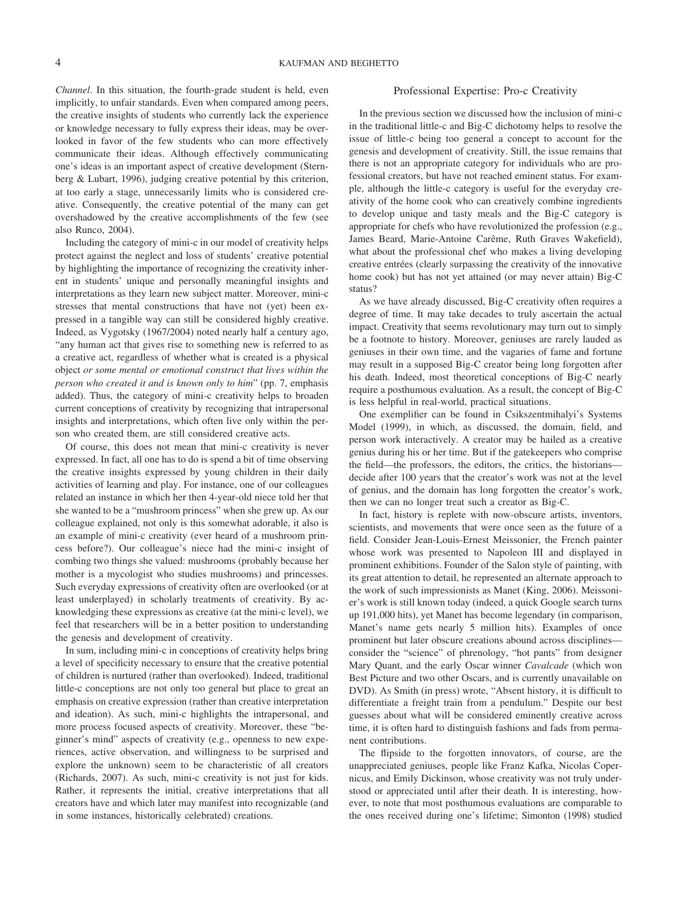*Channel*. In this situation, the fourth-grade student is held, even implicitly, to unfair standards. Even when compared among peers, the creative insights of students who currently lack the experience or knowledge necessary to fully express their ideas, may be overlooked in favor of the few students who can more effectively communicate their ideas. Although effectively communicating one's ideas is an important aspect of creative development (Sternberg & Lubart, 1996), judging creative potential by this criterion, at too early a stage, unnecessarily limits who is considered creative. Consequently, the creative potential of the many can get overshadowed by the creative accomplishments of the few (see also Runco, 2004).

Including the category of mini-c in our model of creativity helps protect against the neglect and loss of students' creative potential by highlighting the importance of recognizing the creativity inherent in students' unique and personally meaningful insights and interpretations as they learn new subject matter. Moreover, mini-c stresses that mental constructions that have not (yet) been expressed in a tangible way can still be considered highly creative. Indeed, as Vygotsky (1967/2004) noted nearly half a century ago, "any human act that gives rise to something new is referred to as a creative act, regardless of whether what is created is a physical object *or some mental or emotional construct that lives within the person who created it and is known only to him*" (pp. 7, emphasis added). Thus, the category of mini-c creativity helps to broaden current conceptions of creativity by recognizing that intrapersonal insights and interpretations, which often live only within the person who created them, are still considered creative acts.

Of course, this does not mean that mini-c creativity is never expressed. In fact, all one has to do is spend a bit of time observing the creative insights expressed by young children in their daily activities of learning and play. For instance, one of our colleagues related an instance in which her then 4-year-old niece told her that she wanted to be a "mushroom princess" when she grew up. As our colleague explained, not only is this somewhat adorable, it also is an example of mini-c creativity (ever heard of a mushroom princess before?). Our colleague's niece had the mini-c insight of combing two things she valued: mushrooms (probably because her mother is a mycologist who studies mushrooms) and princesses. Such everyday expressions of creativity often are overlooked (or at least underplayed) in scholarly treatments of creativity. By acknowledging these expressions as creative (at the mini-c level), we feel that researchers will be in a better position to understanding the genesis and development of creativity.

In sum, including mini-c in conceptions of creativity helps bring a level of specificity necessary to ensure that the creative potential of children is nurtured (rather than overlooked). Indeed, traditional little-c conceptions are not only too general but place to great an emphasis on creative expression (rather than creative interpretation and ideation). As such, mini-c highlights the intrapersonal, and more process focused aspects of creativity. Moreover, these "beginner's mind" aspects of creativity (e.g., openness to new experiences, active observation, and willingness to be surprised and explore the unknown) seem to be characteristic of all creators (Richards, 2007). As such, mini-c creativity is not just for kids. Rather, it represents the initial, creative interpretations that all creators have and which later may manifest into recognizable (and in some instances, historically celebrated) creations.

## Professional Expertise: Pro-c Creativity

In the previous section we discussed how the inclusion of mini-c in the traditional little-c and Big-C dichotomy helps to resolve the issue of little-c being too general a concept to account for the genesis and development of creativity. Still, the issue remains that there is not an appropriate category for individuals who are professional creators, but have not reached eminent status. For example, although the little-c category is useful for the everyday creativity of the home cook who can creatively combine ingredients to develop unique and tasty meals and the Big-C category is appropriate for chefs who have revolutionized the profession (e.g., James Beard, Marie-Antoine Carême, Ruth Graves Wakefield), what about the professional chef who makes a living developing creative entrées (clearly surpassing the creativity of the innovative home cook) but has not yet attained (or may never attain) Big-C status?

As we have already discussed, Big-C creativity often requires a degree of time. It may take decades to truly ascertain the actual impact. Creativity that seems revolutionary may turn out to simply be a footnote to history. Moreover, geniuses are rarely lauded as geniuses in their own time, and the vagaries of fame and fortune may result in a supposed Big-C creator being long forgotten after his death. Indeed, most theoretical conceptions of Big-C nearly require a posthumous evaluation. As a result, the concept of Big-C is less helpful in real-world, practical situations.

One exemplifier can be found in Csikszentmihalyi's Systems Model (1999), in which, as discussed, the domain, field, and person work interactively. A creator may be hailed as a creative genius during his or her time. But if the gatekeepers who comprise the field—the professors, the editors, the critics, the historians—decide after 100 years that the creator's work was not at the level of genius, and the domain has long forgotten the creator's work, then we can no longer treat such a creator as Big-C.

In fact, history is replete with now-obscure artists, inventors, scientists, and movements that were once seen as the future of a field. Consider Jean-Louis-Ernest Meissonier, the French painter whose work was presented to Napoleon III and displayed in prominent exhibitions. Founder of the Salon style of painting, with its great attention to detail, he represented an alternate approach to the work of such impressionists as Manet (King, 2006). Meissonier's work is still known today (indeed, a quick Google search turns up 191,000 hits), yet Manet has become legendary (in comparison, Manet's name gets nearly 5 million hits). Examples of once prominent but later obscure creations abound across disciplines—consider the "science" of phrenology, "hot pants" from designer Mary Quant, and the early Oscar winner *Cavalcade* (which won Best Picture and two other Oscars, and is currently unavailable on DVD). As Smith (in press) wrote, "Absent history, it is difficult to differentiate a freight train from a pendulum." Despite our best guesses about what will be considered eminently creative across time, it is often hard to distinguish fashions and fads from permanent contributions.

The flipside to the forgotten innovators, of course, are the unappreciated geniuses, people like Franz Kafka, Nicolas Copernicus, and Emily Dickinson, whose creativity was not truly understood or appreciated until after their death. It is interesting, however, to note that most posthumous evaluations are comparable to the ones received during one's lifetime; Simonton (1998) studied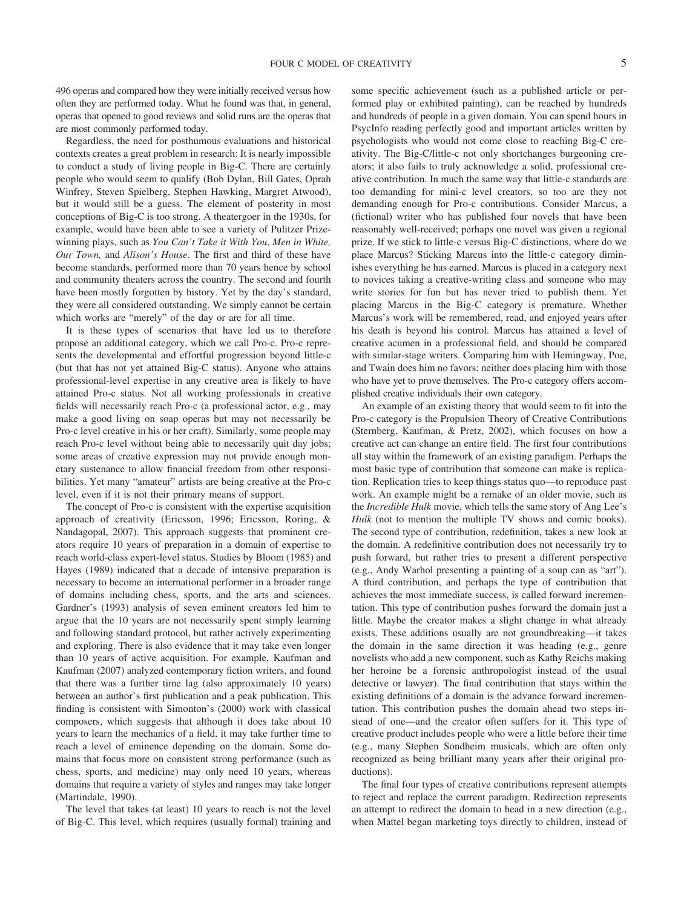496 operas and compared how they were initially received versus how often they are performed today. What he found was that, in general, operas that opened to good reviews and solid runs are the operas that are most commonly performed today.

Regardless, the need for posthumous evaluations and historical contexts creates a great problem in research: It is nearly impossible to conduct a study of living people in Big-C. There are certainly people who would seem to qualify (Bob Dylan, Bill Gates, Oprah Winfrey, Steven Spielberg, Stephen Hawking, Margret Atwood), but it would still be a guess. The element of posterity in most conceptions of Big-C is too strong. A theatergoer in the 1930s, for example, would have been able to see a variety of Pulitzer Prize-winning plays, such as *You Can't Take it With You*, *Men in White, Our Town,* and *Alison's House*. The first and third of these have become standards, performed more than 70 years hence by school and community theaters across the country. The second and fourth have been mostly forgotten by history. Yet by the day's standard, they were all considered outstanding. We simply cannot be certain which works are "merely" of the day or are for all time.

It is these types of scenarios that have led us to therefore propose an additional category, which we call Pro-c. Pro-c represents the developmental and effortful progression beyond little-c (but that has not yet attained Big-C status). Anyone who attains professional-level expertise in any creative area is likely to have attained Pro-c status. Not all working professionals in creative fields will necessarily reach Pro-c (a professional actor, e.g., may make a good living on soap operas but may not necessarily be Pro-c level creative in his or her craft). Similarly, some people may reach Pro-c level without being able to necessarily quit day jobs; some areas of creative expression may not provide enough monetary sustenance to allow financial freedom from other responsibilities. Yet many "amateur" artists are being creative at the Pro-c level, even if it is not their primary means of support.

The concept of Pro-c is consistent with the expertise acquisition approach of creativity (Ericsson, 1996; Ericsson, Roring, & Nandagopal, 2007). This approach suggests that prominent creators require 10 years of preparation in a domain of expertise to reach world-class expert-level status. Studies by Bloom (1985) and Hayes (1989) indicated that a decade of intensive preparation is necessary to become an international performer in a broader range of domains including chess, sports, and the arts and sciences. Gardner's (1993) analysis of seven eminent creators led him to argue that the 10 years are not necessarily spent simply learning and following standard protocol, but rather actively experimenting and exploring. There is also evidence that it may take even longer than 10 years of active acquisition. For example, Kaufman and Kaufman (2007) analyzed contemporary fiction writers, and found that there was a further time lag (also approximately 10 years) between an author's first publication and a peak publication. This finding is consistent with Simonton's (2000) work with classical composers, which suggests that although it does take about 10 years to learn the mechanics of a field, it may take further time to reach a level of eminence depending on the domain. Some domains that focus more on consistent strong performance (such as chess, sports, and medicine) may only need 10 years, whereas domains that require a variety of styles and ranges may take longer (Martindale, 1990).

The level that takes (at least) 10 years to reach is not the level of Big-C. This level, which requires (usually formal) training and some specific achievement (such as a published article or performed play or exhibited painting), can be reached by hundreds and hundreds of people in a given domain. You can spend hours in PsycInfo reading perfectly good and important articles written by psychologists who would not come close to reaching Big-C creativity. The Big-C/little-c not only shortchanges burgeoning creators; it also fails to truly acknowledge a solid, professional creative contribution. In much the same way that little-c standards are too demanding for mini-c level creators, so too are they not demanding enough for Pro-c contributions. Consider Marcus, a (fictional) writer who has published four novels that have been reasonably well-received; perhaps one novel was given a regional prize. If we stick to little-c versus Big-C distinctions, where do we place Marcus? Sticking Marcus into the little-c category diminishes everything he has earned. Marcus is placed in a category next to novices taking a creative-writing class and someone who may write stories for fun but has never tried to publish them. Yet placing Marcus in the Big-C category is premature. Whether Marcus's work will be remembered, read, and enjoyed years after his death is beyond his control. Marcus has attained a level of creative acumen in a professional field, and should be compared with similar-stage writers. Comparing him with Hemingway, Poe, and Twain does him no favors; neither does placing him with those who have yet to prove themselves. The Pro-c category offers accomplished creative individuals their own category.

An example of an existing theory that would seem to fit into the Pro-c category is the Propulsion Theory of Creative Contributions (Sternberg, Kaufman, & Pretz, 2002), which focuses on how a creative act can change an entire field. The first four contributions all stay within the framework of an existing paradigm. Perhaps the most basic type of contribution that someone can make is replication. Replication tries to keep things status quo—to reproduce past work. An example might be a remake of an older movie, such as the *Incredible Hulk* movie, which tells the same story of Ang Lee's *Hulk* (not to mention the multiple TV shows and comic books). The second type of contribution, redefinition, takes a new look at the domain. A redefinitive contribution does not necessarily try to push forward, but rather tries to present a different perspective (e.g., Andy Warhol presenting a painting of a soup can as "art"). A third contribution, and perhaps the type of contribution that achieves the most immediate success, is called forward incrementation. This type of contribution pushes forward the domain just a little. Maybe the creator makes a slight change in what already exists. These additions usually are not groundbreaking—it takes the domain in the same direction it was heading (e.g., genre novelists who add a new component, such as Kathy Reichs making her heroine be a forensic anthropologist instead of the usual detective or lawyer). The final contribution that stays within the existing definitions of a domain is the advance forward incrementation. This contribution pushes the domain ahead two steps instead of one—and the creator often suffers for it. This type of creative product includes people who were a little before their time (e.g., many Stephen Sondheim musicals, which are often only recognized as being brilliant many years after their original productions).

The final four types of creative contributions represent attempts to reject and replace the current paradigm. Redirection represents an attempt to redirect the domain to head in a new direction (e.g., when Mattel began marketing toys directly to children, instead of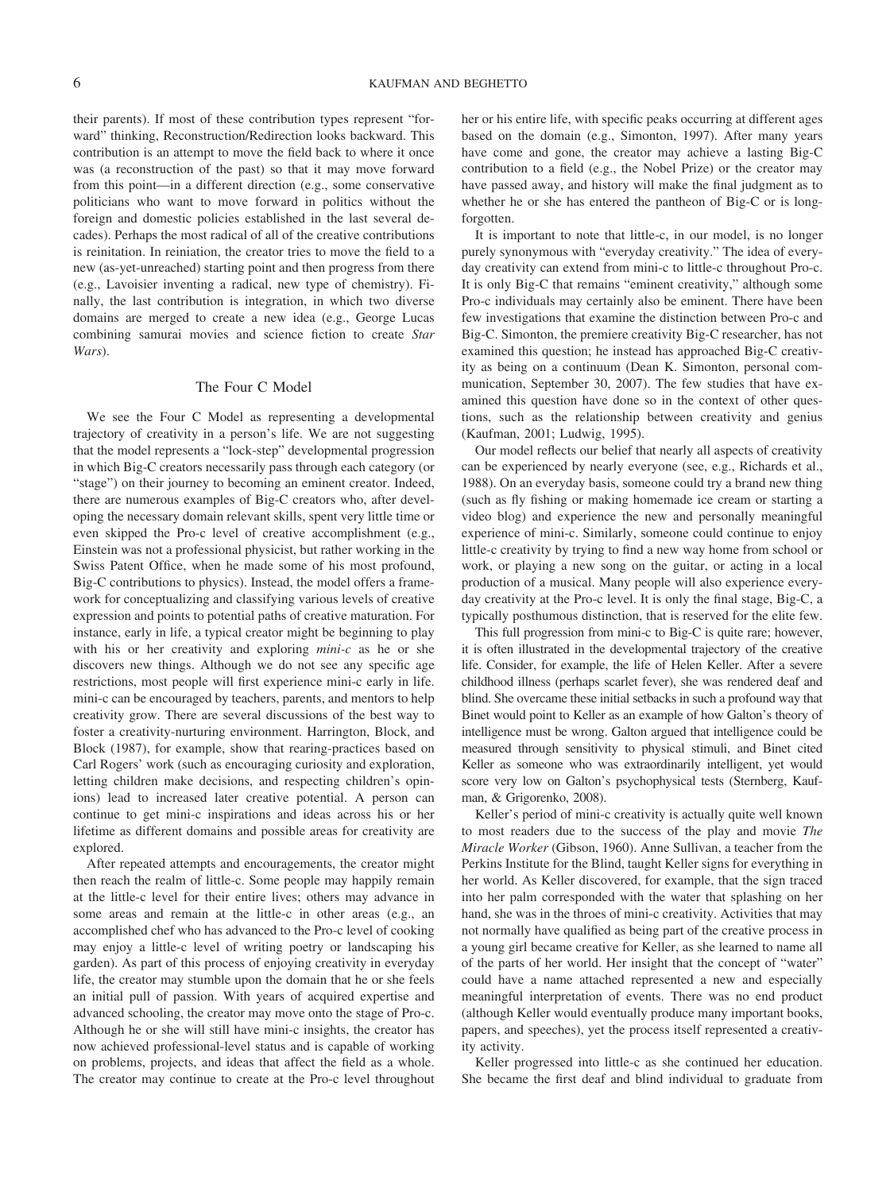their parents). If most of these contribution types represent "forward" thinking, Reconstruction/Redirection looks backward. This contribution is an attempt to move the field back to where it once was (a reconstruction of the past) so that it may move forward from this point—in a different direction (e.g., some conservative politicians who want to move forward in politics without the foreign and domestic policies established in the last several decades). Perhaps the most radical of all of the creative contributions is reinitation. In reiniation, the creator tries to move the field to a new (as-yet-unreached) starting point and then progress from there (e.g., Lavoisier inventing a radical, new type of chemistry). Finally, the last contribution is integration, in which two diverse domains are merged to create a new idea (e.g., George Lucas combining samurai movies and science fiction to create *Star Wars*).

## The Four C Model

We see the Four C Model as representing a developmental trajectory of creativity in a person's life. We are not suggesting that the model represents a "lock-step" developmental progression in which Big-C creators necessarily pass through each category (or "stage") on their journey to becoming an eminent creator. Indeed, there are numerous examples of Big-C creators who, after developing the necessary domain relevant skills, spent very little time or even skipped the Pro-c level of creative accomplishment (e.g., Einstein was not a professional physicist, but rather working in the Swiss Patent Office, when he made some of his most profound, Big-C contributions to physics). Instead, the model offers a framework for conceptualizing and classifying various levels of creative expression and points to potential paths of creative maturation. For instance, early in life, a typical creator might be beginning to play with his or her creativity and exploring *mini-c* as he or she discovers new things. Although we do not see any specific age restrictions, most people will first experience mini-c early in life. mini-c can be encouraged by teachers, parents, and mentors to help creativity grow. There are several discussions of the best way to foster a creativity-nurturing environment. Harrington, Block, and Block (1987), for example, show that rearing-practices based on Carl Rogers' work (such as encouraging curiosity and exploration, letting children make decisions, and respecting children's opinions) lead to increased later creative potential. A person can continue to get mini-c inspirations and ideas across his or her lifetime as different domains and possible areas for creativity are explored.

After repeated attempts and encouragements, the creator might then reach the realm of little-c. Some people may happily remain at the little-c level for their entire lives; others may advance in some areas and remain at the little-c in other areas (e.g., an accomplished chef who has advanced to the Pro-c level of cooking may enjoy a little-c level of writing poetry or landscaping his garden). As part of this process of enjoying creativity in everyday life, the creator may stumble upon the domain that he or she feels an initial pull of passion. With years of acquired expertise and advanced schooling, the creator may move onto the stage of Pro-c. Although he or she will still have mini-c insights, the creator has now achieved professional-level status and is capable of working on problems, projects, and ideas that affect the field as a whole. The creator may continue to create at the Pro-c level throughout her or his entire life, with specific peaks occurring at different ages based on the domain (e.g., Simonton, 1997). After many years have come and gone, the creator may achieve a lasting Big-C contribution to a field (e.g., the Nobel Prize) or the creator may have passed away, and history will make the final judgment as to whether he or she has entered the pantheon of Big-C or is long-forgotten.

It is important to note that little-c, in our model, is no longer purely synonymous with "everyday creativity." The idea of everyday creativity can extend from mini-c to little-c throughout Pro-c. It is only Big-C that remains "eminent creativity," although some Pro-c individuals may certainly also be eminent. There have been few investigations that examine the distinction between Pro-c and Big-C. Simonton, the premiere creativity Big-C researcher, has not examined this question; he instead has approached Big-C creativity as being on a continuum (Dean K. Simonton, personal communication, September 30, 2007). The few studies that have examined this question have done so in the context of other questions, such as the relationship between creativity and genius (Kaufman, 2001; Ludwig, 1995).

Our model reflects our belief that nearly all aspects of creativity can be experienced by nearly everyone (see, e.g., Richards et al., 1988). On an everyday basis, someone could try a brand new thing (such as fly fishing or making homemade ice cream or starting a video blog) and experience the new and personally meaningful experience of mini-c. Similarly, someone could continue to enjoy little-c creativity by trying to find a new way home from school or work, or playing a new song on the guitar, or acting in a local production of a musical. Many people will also experience everyday creativity at the Pro-c level. It is only the final stage, Big-C, a typically posthumous distinction, that is reserved for the elite few.

This full progression from mini-c to Big-C is quite rare; however, it is often illustrated in the developmental trajectory of the creative life. Consider, for example, the life of Helen Keller. After a severe childhood illness (perhaps scarlet fever), she was rendered deaf and blind. She overcame these initial setbacks in such a profound way that Binet would point to Keller as an example of how Galton's theory of intelligence must be wrong. Galton argued that intelligence could be measured through sensitivity to physical stimuli, and Binet cited Keller as someone who was extraordinarily intelligent, yet would score very low on Galton's psychophysical tests (Sternberg, Kaufman, & Grigorenko, 2008).

Keller's period of mini-c creativity is actually quite well known to most readers due to the success of the play and movie *The Miracle Worker* (Gibson, 1960). Anne Sullivan, a teacher from the Perkins Institute for the Blind, taught Keller signs for everything in her world. As Keller discovered, for example, that the sign traced into her palm corresponded with the water that splashing on her hand, she was in the throes of mini-c creativity. Activities that may not normally have qualified as being part of the creative process in a young girl became creative for Keller, as she learned to name all of the parts of her world. Her insight that the concept of "water" could have a name attached represented a new and especially meaningful interpretation of events. There was no end product (although Keller would eventually produce many important books, papers, and speeches), yet the process itself represented a creativity activity.

Keller progressed into little-c as she continued her education. She became the first deaf and blind individual to graduate from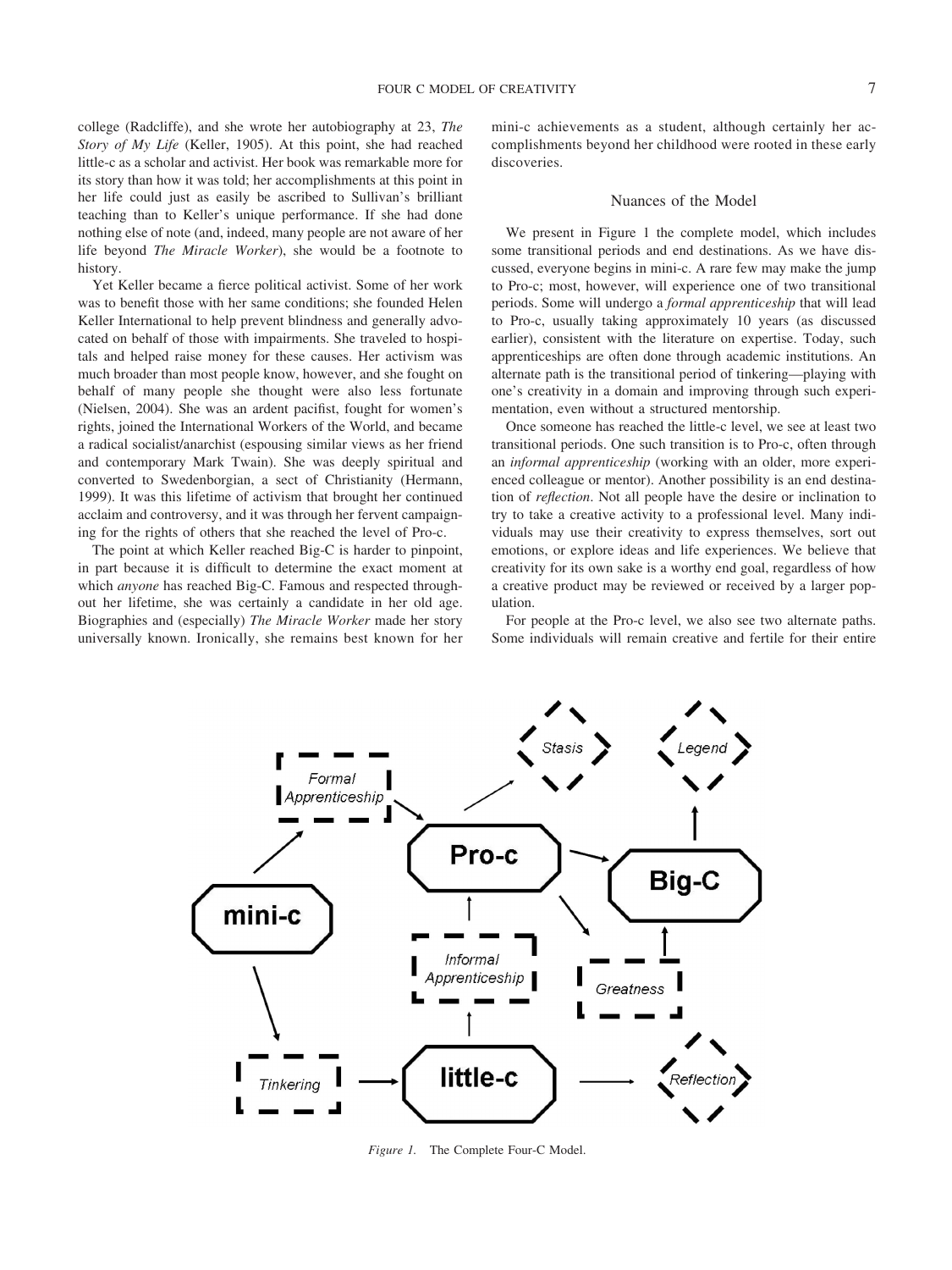college (Radcliffe), and she wrote her autobiography at 23, *The Story of My Life* (Keller, 1905). At this point, she had reached little-c as a scholar and activist. Her book was remarkable more for its story than how it was told; her accomplishments at this point in her life could just as easily be ascribed to Sullivan's brilliant teaching than to Keller's unique performance. If she had done nothing else of note (and, indeed, many people are not aware of her life beyond *The Miracle Worker*), she would be a footnote to history.

Yet Keller became a fierce political activist. Some of her work was to benefit those with her same conditions; she founded Helen Keller International to help prevent blindness and generally advocated on behalf of those with impairments. She traveled to hospitals and helped raise money for these causes. Her activism was much broader than most people know, however, and she fought on behalf of many people she thought were also less fortunate (Nielsen, 2004). She was an ardent pacifist, fought for women's rights, joined the International Workers of the World, and became a radical socialist/anarchist (espousing similar views as her friend and contemporary Mark Twain). She was deeply spiritual and converted to Swedenborgian, a sect of Christianity (Hermann, 1999). It was this lifetime of activism that brought her continued acclaim and controversy, and it was through her fervent campaigning for the rights of others that she reached the level of Pro-c.

The point at which Keller reached Big-C is harder to pinpoint, in part because it is difficult to determine the exact moment at which *anyone* has reached Big-C. Famous and respected throughout her lifetime, she was certainly a candidate in her old age. Biographies and (especially) *The Miracle Worker* made her story universally known. Ironically, she remains best known for her mini-c achievements as a student, although certainly her accomplishments beyond her childhood were rooted in these early discoveries.

## Nuances of the Model

We present in Figure 1 the complete model, which includes some transitional periods and end destinations. As we have discussed, everyone begins in mini-c. A rare few may make the jump to Pro-c; most, however, will experience one of two transitional periods. Some will undergo a *formal apprenticeship* that will lead to Pro-c, usually taking approximately 10 years (as discussed earlier), consistent with the literature on expertise. Today, such apprenticeships are often done through academic institutions. An alternate path is the transitional period of tinkering—playing with one's creativity in a domain and improving through such experimentation, even without a structured mentorship.

Once someone has reached the little-c level, we see at least two transitional periods. One such transition is to Pro-c, often through an *informal apprenticeship* (working with an older, more experienced colleague or mentor). Another possibility is an end destination of *reflection*. Not all people have the desire or inclination to try to take a creative activity to a professional level. Many individuals may use their creativity to express themselves, sort out emotions, or explore ideas and life experiences. We believe that creativity for its own sake is a worthy end goal, regardless of how a creative product may be reviewed or received by a larger population.

For people at the Pro-c level, we also see two alternate paths. Some individuals will remain creative and fertile for their entire

*Figure 1.* The Complete Four-C Model.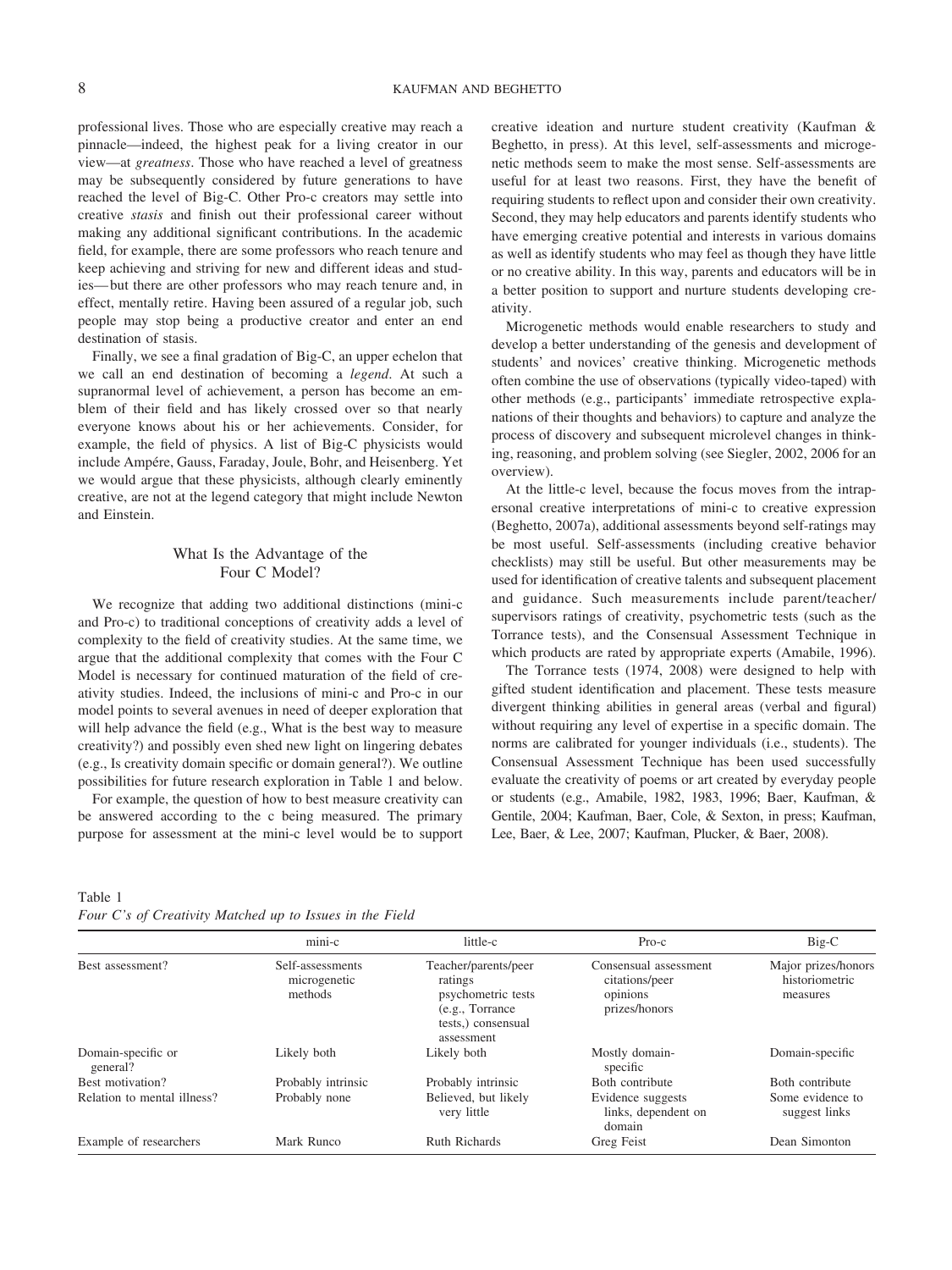professional lives. Those who are especially creative may reach a pinnacle—indeed, the highest peak for a living creator in our view—at *greatness*. Those who have reached a level of greatness may be subsequently considered by future generations to have reached the level of Big-C. Other Pro-c creators may settle into creative *stasis* and finish out their professional career without making any additional significant contributions. In the academic field, for example, there are some professors who reach tenure and keep achieving and striving for new and different ideas and studies—but there are other professors who may reach tenure and, in effect, mentally retire. Having been assured of a regular job, such people may stop being a productive creator and enter an end destination of stasis.

Finally, we see a final gradation of Big-C, an upper echelon that we call an end destination of becoming a *legend*. At such a supranormal level of achievement, a person has become an emblem of their field and has likely crossed over so that nearly everyone knows about his or her achievements. Consider, for example, the field of physics. A list of Big-C physicists would include Ampére, Gauss, Faraday, Joule, Bohr, and Heisenberg. Yet we would argue that these physicists, although clearly eminently creative, are not at the legend category that might include Newton and Einstein.

## What Is the Advantage of the Four C Model?

We recognize that adding two additional distinctions (mini-c and Pro-c) to traditional conceptions of creativity adds a level of complexity to the field of creativity studies. At the same time, we argue that the additional complexity that comes with the Four C Model is necessary for continued maturation of the field of creativity studies. Indeed, the inclusions of mini-c and Pro-c in our model points to several avenues in need of deeper exploration that will help advance the field (e.g., What is the best way to measure creativity?) and possibly even shed new light on lingering debates (e.g., Is creativity domain specific or domain general?). We outline possibilities for future research exploration in Table 1 and below.

For example, the question of how to best measure creativity can be answered according to the c being measured. The primary purpose for assessment at the mini-c level would be to support creative ideation and nurture student creativity (Kaufman & Beghetto, in press). At this level, self-assessments and microgenetic methods seem to make the most sense. Self-assessments are useful for at least two reasons. First, they have the benefit of requiring students to reflect upon and consider their own creativity. Second, they may help educators and parents identify students who have emerging creative potential and interests in various domains as well as identify students who may feel as though they have little or no creative ability. In this way, parents and educators will be in a better position to support and nurture students developing creativity.

Microgenetic methods would enable researchers to study and develop a better understanding of the genesis and development of students' and novices' creative thinking. Microgenetic methods often combine the use of observations (typically video-taped) with other methods (e.g., participants' immediate retrospective explanations of their thoughts and behaviors) to capture and analyze the process of discovery and subsequent microlevel changes in thinking, reasoning, and problem solving (see Siegler, 2002, 2006 for an overview).

At the little-c level, because the focus moves from the intrapersonal creative interpretations of mini-c to creative expression (Beghetto, 2007a), additional assessments beyond self-ratings may be most useful. Self-assessments (including creative behavior checklists) may still be useful. But other measurements may be used for identification of creative talents and subsequent placement and guidance. Such measurements include parent/teacher/supervisors ratings of creativity, psychometric tests (such as the Torrance tests), and the Consensual Assessment Technique in which products are rated by appropriate experts (Amabile, 1996).

The Torrance tests (1974, 2008) were designed to help with gifted student identification and placement. These tests measure divergent thinking abilities in general areas (verbal and figural) without requiring any level of expertise in a specific domain. The norms are calibrated for younger individuals (i.e., students). The Consensual Assessment Technique has been used successfully evaluate the creativity of poems or art created by everyday people or students (e.g., Amabile, 1982, 1983, 1996; Baer, Kaufman, & Gentile, 2004; Kaufman, Baer, Cole, & Sexton, in press; Kaufman, Lee, Baer, & Lee, 2007; Kaufman, Plucker, & Baer, 2008).

Table 1
*Four C's of Creativity Matched up to Issues in the Field*

| | mini-c | little-c | Pro-c | Big-C |
|---|---|---|---|---|
| Best assessment? | Self-assessments microgenetic methods | Teacher/parents/peer ratings psychometric tests (e.g., Torrance tests,) consensual assessment | Consensual assessment citations/peer opinions prizes/honors | Major prizes/honors historiometric measures |
| Domain-specific or general? | Likely both | Likely both | Mostly domain-specific | Domain-specific |
| Best motivation? | Probably intrinsic | Probably intrinsic | Both contribute | Both contribute |
| Relation to mental illness? | Probably none | Believed, but likely very little | Evidence suggests links, dependent on domain | Some evidence to suggest links |
| Example of researchers | Mark Runco | Ruth Richards | Greg Feist | Dean Simonton |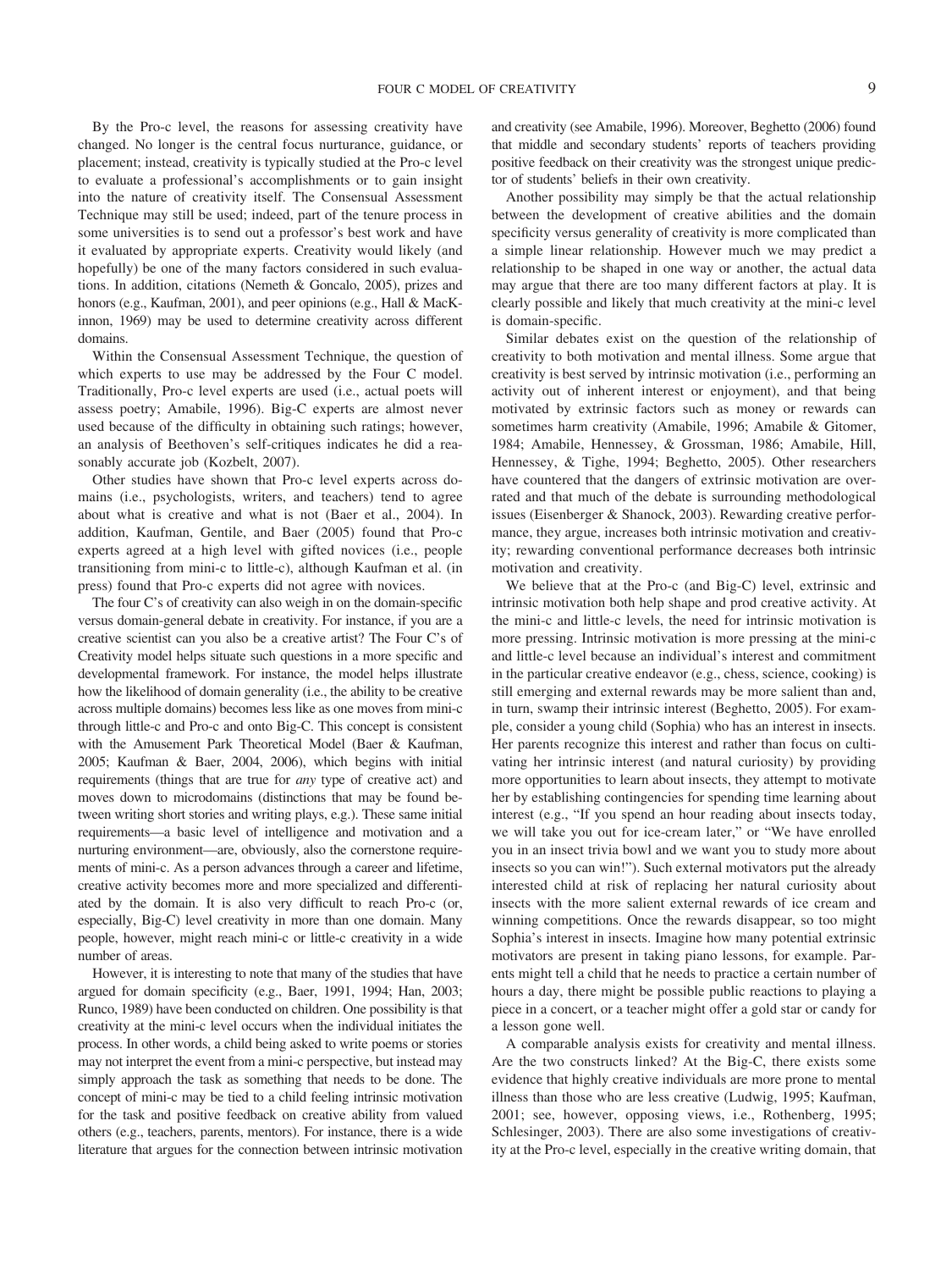By the Pro-c level, the reasons for assessing creativity have changed. No longer is the central focus nurturance, guidance, or placement; instead, creativity is typically studied at the Pro-c level to evaluate a professional's accomplishments or to gain insight into the nature of creativity itself. The Consensual Assessment Technique may still be used; indeed, part of the tenure process in some universities is to send out a professor's best work and have it evaluated by appropriate experts. Creativity would likely (and hopefully) be one of the many factors considered in such evaluations. In addition, citations (Nemeth & Goncalo, 2005), prizes and honors (e.g., Kaufman, 2001), and peer opinions (e.g., Hall & MacKinnon, 1969) may be used to determine creativity across different domains.

Within the Consensual Assessment Technique, the question of which experts to use may be addressed by the Four C model. Traditionally, Pro-c level experts are used (i.e., actual poets will assess poetry; Amabile, 1996). Big-C experts are almost never used because of the difficulty in obtaining such ratings; however, an analysis of Beethoven's self-critiques indicates he did a reasonably accurate job (Kozbelt, 2007).

Other studies have shown that Pro-c level experts across domains (i.e., psychologists, writers, and teachers) tend to agree about what is creative and what is not (Baer et al., 2004). In addition, Kaufman, Gentile, and Baer (2005) found that Pro-c experts agreed at a high level with gifted novices (i.e., people transitioning from mini-c to little-c), although Kaufman et al. (in press) found that Pro-c experts did not agree with novices.

The four C's of creativity can also weigh in on the domain-specific versus domain-general debate in creativity. For instance, if you are a creative scientist can you also be a creative artist? The Four C's of Creativity model helps situate such questions in a more specific and developmental framework. For instance, the model helps illustrate how the likelihood of domain generality (i.e., the ability to be creative across multiple domains) becomes less like as one moves from mini-c through little-c and Pro-c and onto Big-C. This concept is consistent with the Amusement Park Theoretical Model (Baer & Kaufman, 2005; Kaufman & Baer, 2004, 2006), which begins with initial requirements (things that are true for *any* type of creative act) and moves down to microdomains (distinctions that may be found between writing short stories and writing plays, e.g.). These same initial requirements—a basic level of intelligence and motivation and a nurturing environment—are, obviously, also the cornerstone requirements of mini-c. As a person advances through a career and lifetime, creative activity becomes more and more specialized and differentiated by the domain. It is also very difficult to reach Pro-c (or, especially, Big-C) level creativity in more than one domain. Many people, however, might reach mini-c or little-c creativity in a wide number of areas.

However, it is interesting to note that many of the studies that have argued for domain specificity (e.g., Baer, 1991, 1994; Han, 2003; Runco, 1989) have been conducted on children. One possibility is that creativity at the mini-c level occurs when the individual initiates the process. In other words, a child being asked to write poems or stories may not interpret the event from a mini-c perspective, but instead may simply approach the task as something that needs to be done. The concept of mini-c may be tied to a child feeling intrinsic motivation for the task and positive feedback on creative ability from valued others (e.g., teachers, parents, mentors). For instance, there is a wide literature that argues for the connection between intrinsic motivation and creativity (see Amabile, 1996). Moreover, Beghetto (2006) found that middle and secondary students' reports of teachers providing positive feedback on their creativity was the strongest unique predictor of students' beliefs in their own creativity.

Another possibility may simply be that the actual relationship between the development of creative abilities and the domain specificity versus generality of creativity is more complicated than a simple linear relationship. However much we may predict a relationship to be shaped in one way or another, the actual data may argue that there are too many different factors at play. It is clearly possible and likely that much creativity at the mini-c level is domain-specific.

Similar debates exist on the question of the relationship of creativity to both motivation and mental illness. Some argue that creativity is best served by intrinsic motivation (i.e., performing an activity out of inherent interest or enjoyment), and that being motivated by extrinsic factors such as money or rewards can sometimes harm creativity (Amabile, 1996; Amabile & Gitomer, 1984; Amabile, Hennessey, & Grossman, 1986; Amabile, Hill, Hennessey, & Tighe, 1994; Beghetto, 2005). Other researchers have countered that the dangers of extrinsic motivation are overrated and that much of the debate is surrounding methodological issues (Eisenberger & Shanock, 2003). Rewarding creative performance, they argue, increases both intrinsic motivation and creativity; rewarding conventional performance decreases both intrinsic motivation and creativity.

We believe that at the Pro-c (and Big-C) level, extrinsic and intrinsic motivation both help shape and prod creative activity. At the mini-c and little-c levels, the need for intrinsic motivation is more pressing. Intrinsic motivation is more pressing at the mini-c and little-c level because an individual's interest and commitment in the particular creative endeavor (e.g., chess, science, cooking) is still emerging and external rewards may be more salient than and, in turn, swamp their intrinsic interest (Beghetto, 2005). For example, consider a young child (Sophia) who has an interest in insects. Her parents recognize this interest and rather than focus on cultivating her intrinsic interest (and natural curiosity) by providing more opportunities to learn about insects, they attempt to motivate her by establishing contingencies for spending time learning about interest (e.g., "If you spend an hour reading about insects today, we will take you out for ice-cream later," or "We have enrolled you in an insect trivia bowl and we want you to study more about insects so you can win!"). Such external motivators put the already interested child at risk of replacing her natural curiosity about insects with the more salient external rewards of ice cream and winning competitions. Once the rewards disappear, so too might Sophia's interest in insects. Imagine how many potential extrinsic motivators are present in taking piano lessons, for example. Parents might tell a child that he needs to practice a certain number of hours a day, there might be possible public reactions to playing a piece in a concert, or a teacher might offer a gold star or candy for a lesson gone well.

A comparable analysis exists for creativity and mental illness. Are the two constructs linked? At the Big-C, there exists some evidence that highly creative individuals are more prone to mental illness than those who are less creative (Ludwig, 1995; Kaufman, 2001; see, however, opposing views, i.e., Rothenberg, 1995; Schlesinger, 2003). There are also some investigations of creativity at the Pro-c level, especially in the creative writing domain, that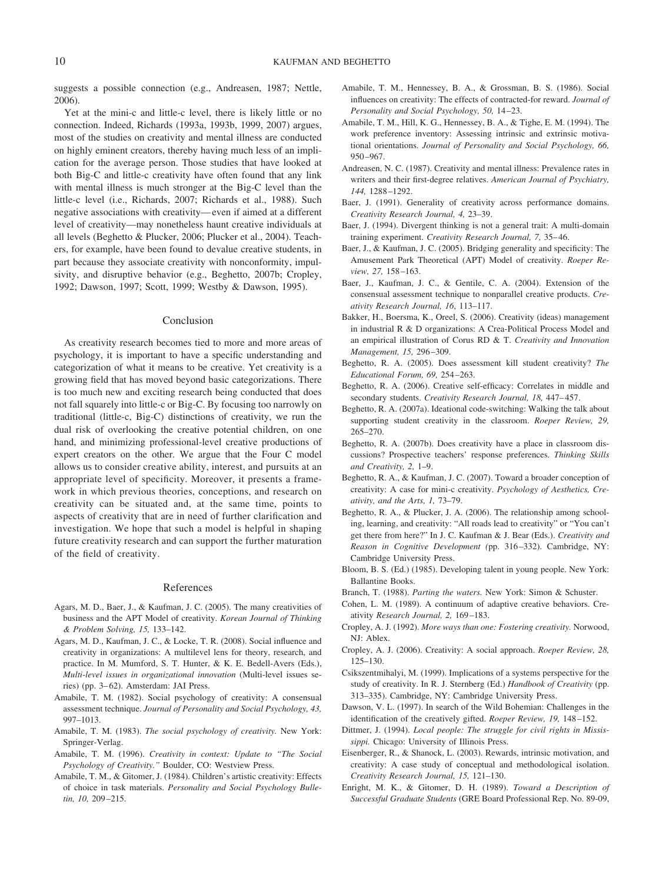suggests a possible connection (e.g., Andreasen, 1987; Nettle, 2006).

Yet at the mini-c and little-c level, there is likely little or no connection. Indeed, Richards (1993a, 1993b, 1999, 2007) argues, most of the studies on creativity and mental illness are conducted on highly eminent creators, thereby having much less of an implication for the average person. Those studies that have looked at both Big-C and little-c creativity have often found that any link with mental illness is much stronger at the Big-C level than the little-c level (i.e., Richards, 2007; Richards et al., 1988). Such negative associations with creativity—even if aimed at a different level of creativity—may nonetheless haunt creative individuals at all levels (Beghetto & Plucker, 2006; Plucker et al., 2004). Teachers, for example, have been found to devalue creative students, in part because they associate creativity with nonconformity, impulsivity, and disruptive behavior (e.g., Beghetto, 2007b; Cropley, 1992; Dawson, 1997; Scott, 1999; Westby & Dawson, 1995).

## Conclusion

As creativity research becomes tied to more and more areas of psychology, it is important to have a specific understanding and categorization of what it means to be creative. Yet creativity is a growing field that has moved beyond basic categorizations. There is too much new and exciting research being conducted that does not fall squarely into little-c or Big-C. By focusing too narrowly on traditional (little-c, Big-C) distinctions of creativity, we run the dual risk of overlooking the creative potential children, on one hand, and minimizing professional-level creative productions of expert creators on the other. We argue that the Four C model allows us to consider creative ability, interest, and pursuits at an appropriate level of specificity. Moreover, it presents a framework in which previous theories, conceptions, and research on creativity can be situated and, at the same time, points to aspects of creativity that are in need of further clarification and investigation. We hope that such a model is helpful in shaping future creativity research and can support the further maturation of the field of creativity.

## References

Agars, M. D., Baer, J., & Kaufman, J. C. (2005). The many creativities of business and the APT Model of creativity. *Korean Journal of Thinking & Problem Solving, 15,* 133–142.

Agars, M. D., Kaufman, J. C., & Locke, T. R. (2008). Social influence and creativity in organizations: A multilevel lens for theory, research, and practice. In M. Mumford, S. T. Hunter, & K. E. Bedell-Avers (Eds.), *Multi-level issues in organizational innovation* (Multi-level issues series) (pp. 3–62). Amsterdam: JAI Press.

Amabile, T. M. (1982). Social psychology of creativity: A consensual assessment technique. *Journal of Personality and Social Psychology, 43,* 997–1013.

Amabile, T. M. (1983). *The social psychology of creativity.* New York: Springer-Verlag.

Amabile, T. M. (1996). *Creativity in context: Update to "The Social Psychology of Creativity."* Boulder, CO: Westview Press.

Amabile, T. M., & Gitomer, J. (1984). Children's artistic creativity: Effects of choice in task materials. *Personality and Social Psychology Bulletin, 10,* 209–215.

Amabile, T. M., Hennessey, B. A., & Grossman, B. S. (1986). Social influences on creativity: The effects of contracted-for reward. *Journal of Personality and Social Psychology, 50,* 14–23.

Amabile, T. M., Hill, K. G., Hennessey, B. A., & Tighe, E. M. (1994). The work preference inventory: Assessing intrinsic and extrinsic motivational orientations. *Journal of Personality and Social Psychology, 66,* 950–967.

Andreasen, N. C. (1987). Creativity and mental illness: Prevalence rates in writers and their first-degree relatives. *American Journal of Psychiatry, 144,* 1288–1292.

Baer, J. (1991). Generality of creativity across performance domains. *Creativity Research Journal, 4,* 23–39.

Baer, J. (1994). Divergent thinking is not a general trait: A multi-domain training experiment. *Creativity Research Journal, 7,* 35–46.

Baer, J., & Kaufman, J. C. (2005). Bridging generality and specificity: The Amusement Park Theoretical (APT) Model of creativity. *Roeper Review, 27,* 158–163.

Baer, J., Kaufman, J. C., & Gentile, C. A. (2004). Extension of the consensual assessment technique to nonparallel creative products. *Creativity Research Journal, 16*, 113–117.

Bakker, H., Boersma, K., Oreel, S. (2006). Creativity (ideas) management in industrial R & D organizations: A Crea-Political Process Model and an empirical illustration of Corus RD & T. *Creativity and Innovation Management, 15,* 296–309.

Beghetto, R. A. (2005). Does assessment kill student creativity? *The Educational Forum, 69,* 254–263.

Beghetto, R. A. (2006). Creative self-efficacy: Correlates in middle and secondary students. *Creativity Research Journal, 18,* 447–457.

Beghetto, R. A. (2007a). Ideational code-switching: Walking the talk about supporting student creativity in the classroom. *Roeper Review, 29,* 265–270.

Beghetto, R. A. (2007b). Does creativity have a place in classroom discussions? Prospective teachers' response preferences. *Thinking Skills and Creativity, 2,* 1–9.

Beghetto, R. A., & Kaufman, J. C. (2007). Toward a broader conception of creativity: A case for mini-c creativity. *Psychology of Aesthetics, Creativity, and the Arts, 1,* 73–79.

Beghetto, R. A., & Plucker, J. A. (2006). The relationship among schooling, learning, and creativity: "All roads lead to creativity" or "You can't get there from here?" In J. C. Kaufman & J. Bear (Eds.). *Creativity and Reason in Cognitive Development (*pp. 316–332). Cambridge, NY: Cambridge University Press.

Bloom, B. S. (Ed.) (1985). Developing talent in young people. New York: Ballantine Books.

Branch, T. (1988). *Parting the waters.* New York: Simon & Schuster.

Cohen, L. M. (1989). A continuum of adaptive creative behaviors. Creativity *Research Journal, 2,* 169–183.

Cropley, A. J. (1992). *More ways than one: Fostering creativity*. Norwood, NJ: Ablex.

Cropley, A. J. (2006). Creativity: A social approach. *Roeper Review, 28,* 125–130.

Csikszentmihalyi, M. (1999). Implications of a systems perspective for the study of creativity. In R. J. Sternberg (Ed.) *Handbook of Creativity* (pp. 313–335). Cambridge, NY: Cambridge University Press.

Dawson, V. L. (1997). In search of the Wild Bohemian: Challenges in the identification of the creatively gifted. *Roeper Review, 19,* 148–152.

Dittmer, J. (1994). *Local people: The struggle for civil rights in Mississippi.* Chicago: University of Illinois Press.

Eisenberger, R., & Shanock, L. (2003). Rewards, intrinsic motivation, and creativity: A case study of conceptual and methodological isolation. *Creativity Research Journal, 15,* 121–130.

Enright, M. K., & Gitomer, D. H. (1989). *Toward a Description of Successful Graduate Students* (GRE Board Professional Rep. No. 89-09,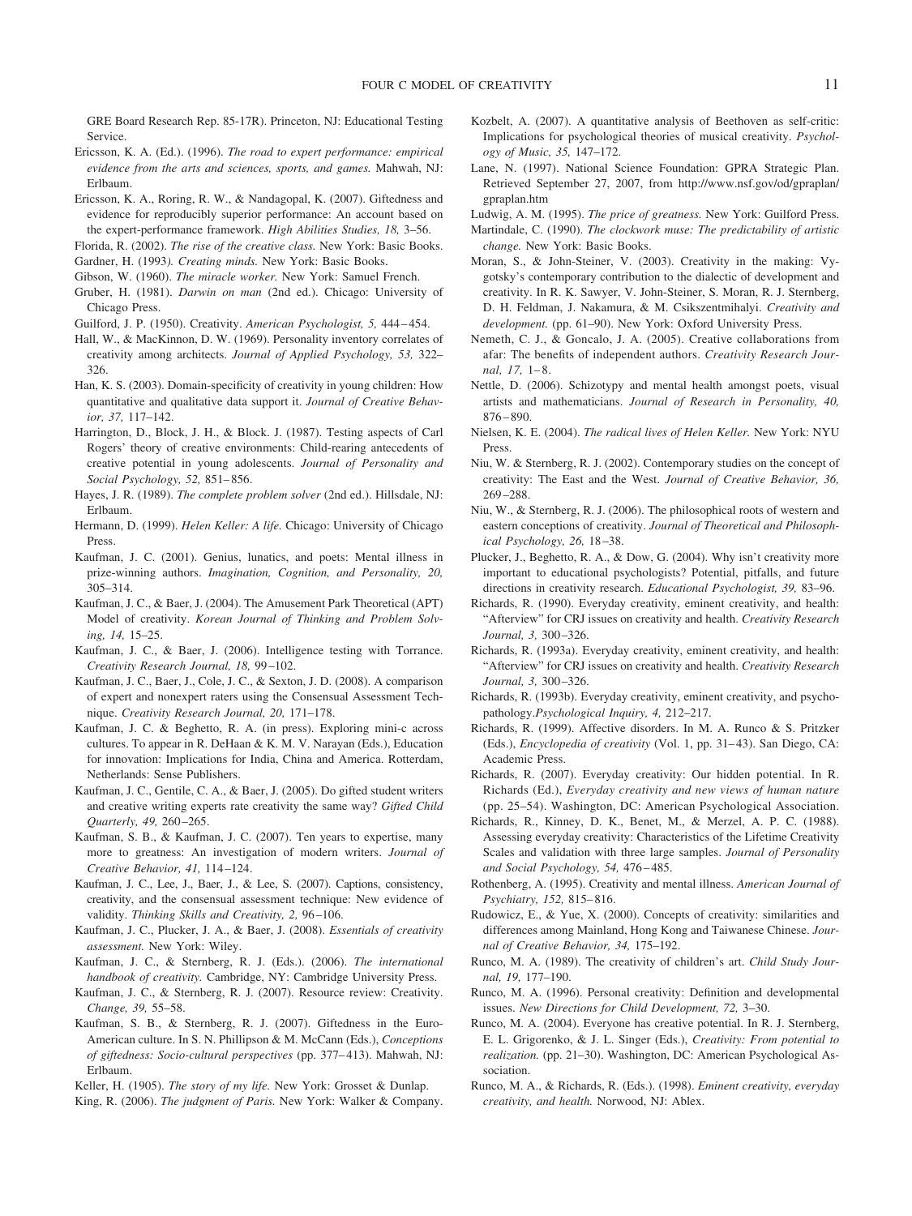GRE Board Research Rep. 85-17R). Princeton, NJ: Educational Testing Service.

Ericsson, K. A. (Ed.). (1996). *The road to expert performance: empirical evidence from the arts and sciences, sports, and games.* Mahwah, NJ: Erlbaum.

Ericsson, K. A., Roring, R. W., & Nandagopal, K. (2007). Giftedness and evidence for reproducibly superior performance: An account based on the expert-performance framework. *High Abilities Studies, 18,* 3–56.

Florida, R. (2002). *The rise of the creative class.* New York: Basic Books.

Gardner, H. (1993*). Creating minds.* New York: Basic Books.

Gibson, W. (1960). *The miracle worker.* New York: Samuel French.

Gruber, H. (1981). *Darwin on man* (2nd ed.). Chicago: University of Chicago Press.

Guilford, J. P. (1950). Creativity. *American Psychologist, 5,* 444–454.

Hall, W., & MacKinnon, D. W. (1969). Personality inventory correlates of creativity among architects. *Journal of Applied Psychology, 53,* 322–326.

Han, K. S. (2003). Domain-specificity of creativity in young children: How quantitative and qualitative data support it. *Journal of Creative Behavior, 37,* 117–142.

Harrington, D., Block, J. H., & Block. J. (1987). Testing aspects of Carl Rogers' theory of creative environments: Child-rearing antecedents of creative potential in young adolescents. *Journal of Personality and Social Psychology, 52,* 851–856.

Hayes, J. R. (1989). *The complete problem solver* (2nd ed.). Hillsdale, NJ: Erlbaum.

Hermann, D. (1999). *Helen Keller: A life.* Chicago: University of Chicago Press.

Kaufman, J. C. (2001). Genius, lunatics, and poets: Mental illness in prize-winning authors. *Imagination, Cognition, and Personality, 20,* 305–314.

Kaufman, J. C., & Baer, J. (2004). The Amusement Park Theoretical (APT) Model of creativity. *Korean Journal of Thinking and Problem Solving, 14,* 15–25.

Kaufman, J. C., & Baer, J. (2006). Intelligence testing with Torrance. *Creativity Research Journal, 18,* 99–102.

Kaufman, J. C., Baer, J., Cole, J. C., & Sexton, J. D. (2008). A comparison of expert and nonexpert raters using the Consensual Assessment Technique. *Creativity Research Journal, 20,* 171–178.

Kaufman, J. C. & Beghetto, R. A. (in press). Exploring mini-c across cultures. To appear in R. DeHaan & K. M. V. Narayan (Eds.), Education for innovation: Implications for India, China and America. Rotterdam, Netherlands: Sense Publishers.

Kaufman, J. C., Gentile, C. A., & Baer, J. (2005). Do gifted student writers and creative writing experts rate creativity the same way? *Gifted Child Quarterly, 49,* 260–265.

Kaufman, S. B., & Kaufman, J. C. (2007). Ten years to expertise, many more to greatness: An investigation of modern writers. *Journal of Creative Behavior, 41,* 114–124.

Kaufman, J. C., Lee, J., Baer, J., & Lee, S. (2007). Captions, consistency, creativity, and the consensual assessment technique: New evidence of validity. *Thinking Skills and Creativity, 2,* 96–106.

Kaufman, J. C., Plucker, J. A., & Baer, J. (2008). *Essentials of creativity assessment.* New York: Wiley.

Kaufman, J. C., & Sternberg, R. J. (Eds.). (2006). *The international handbook of creativity.* Cambridge, NY: Cambridge University Press.

Kaufman, J. C., & Sternberg, R. J. (2007). Resource review: Creativity. *Change, 39,* 55–58.

Kaufman, S. B., & Sternberg, R. J. (2007). Giftedness in the Euro-American culture. In S. N. Phillipson & M. McCann (Eds.), *Conceptions of giftedness: Socio-cultural perspectives* (pp. 377–413). Mahwah, NJ: Erlbaum.

Keller, H. (1905). *The story of my life.* New York: Grosset & Dunlap.

King, R. (2006). *The judgment of Paris.* New York: Walker & Company.

Kozbelt, A. (2007). A quantitative analysis of Beethoven as self-critic: Implications for psychological theories of musical creativity. *Psychology of Music, 35,* 147–172.

Lane, N. (1997). National Science Foundation: GPRA Strategic Plan. Retrieved September 27, 2007, from http://www.nsf.gov/od/gpraplan/gpraplan.htm

Ludwig, A. M. (1995). *The price of greatness.* New York: Guilford Press.

Martindale, C. (1990). *The clockwork muse: The predictability of artistic change.* New York: Basic Books.

Moran, S., & John-Steiner, V. (2003). Creativity in the making: Vygotsky's contemporary contribution to the dialectic of development and creativity. In R. K. Sawyer, V. John-Steiner, S. Moran, R. J. Sternberg, D. H. Feldman, J. Nakamura, & M. Csikszentmihalyi. *Creativity and development.* (pp. 61–90). New York: Oxford University Press.

Nemeth, C. J., & Goncalo, J. A. (2005). Creative collaborations from afar: The benefits of independent authors. *Creativity Research Journal, 17,* 1–8.

Nettle, D. (2006). Schizotypy and mental health amongst poets, visual artists and mathematicians. *Journal of Research in Personality, 40,* 876–890.

Nielsen, K. E. (2004). *The radical lives of Helen Keller.* New York: NYU Press.

Niu, W. & Sternberg, R. J. (2002). Contemporary studies on the concept of creativity: The East and the West. *Journal of Creative Behavior, 36,* 269–288.

Niu, W., & Sternberg, R. J. (2006). The philosophical roots of western and eastern conceptions of creativity. *Journal of Theoretical and Philosophical Psychology, 26,* 18–38.

Plucker, J., Beghetto, R. A., & Dow, G. (2004). Why isn't creativity more important to educational psychologists? Potential, pitfalls, and future directions in creativity research. *Educational Psychologist, 39,* 83–96.

Richards, R. (1990). Everyday creativity, eminent creativity, and health: "Afterview" for CRJ issues on creativity and health. *Creativity Research Journal, 3,* 300–326.

Richards, R. (1993a). Everyday creativity, eminent creativity, and health: "Afterview" for CRJ issues on creativity and health. *Creativity Research Journal, 3,* 300–326.

Richards, R. (1993b). Everyday creativity, eminent creativity, and psychopathology.*Psychological Inquiry, 4,* 212–217.

Richards, R. (1999). Affective disorders. In M. A. Runco & S. Pritzker (Eds.), *Encyclopedia of creativity* (Vol. 1, pp. 31–43). San Diego, CA: Academic Press.

Richards, R. (2007). Everyday creativity: Our hidden potential. In R. Richards (Ed.), *Everyday creativity and new views of human nature* (pp. 25–54). Washington, DC: American Psychological Association.

Richards, R., Kinney, D. K., Benet, M., & Merzel, A. P. C. (1988). Assessing everyday creativity: Characteristics of the Lifetime Creativity Scales and validation with three large samples. *Journal of Personality and Social Psychology, 54,* 476–485.

Rothenberg, A. (1995). Creativity and mental illness. *American Journal of Psychiatry, 152,* 815–816.

Rudowicz, E., & Yue, X. (2000). Concepts of creativity: similarities and differences among Mainland, Hong Kong and Taiwanese Chinese. *Journal of Creative Behavior, 34,* 175–192.

Runco, M. A. (1989). The creativity of children's art. *Child Study Journal, 19,* 177–190.

Runco, M. A. (1996). Personal creativity: Definition and developmental issues. *New Directions for Child Development, 72,* 3–30.

Runco, M. A. (2004). Everyone has creative potential. In R. J. Sternberg, E. L. Grigorenko, & J. L. Singer (Eds.), *Creativity: From potential to realization.* (pp. 21–30). Washington, DC: American Psychological Association.

Runco, M. A., & Richards, R. (Eds.). (1998). *Eminent creativity, everyday creativity, and health.* Norwood, NJ: Ablex.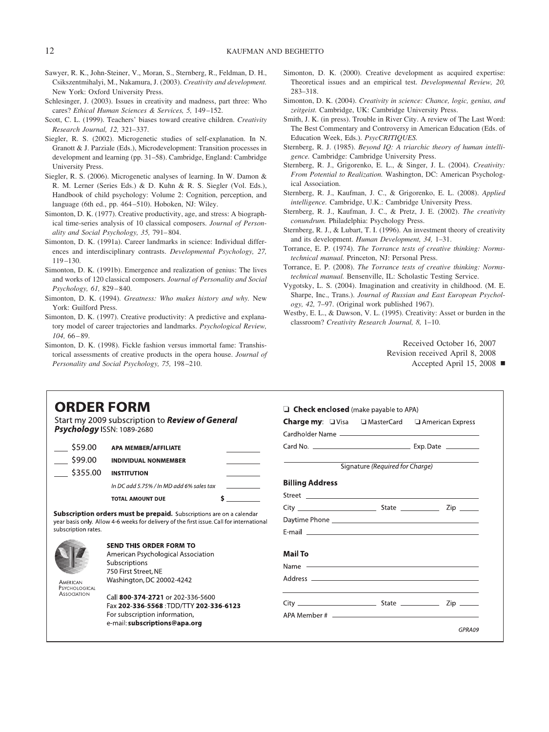Sawyer, R. K., John-Steiner, V., Moran, S., Sternberg, R., Feldman, D. H., Csikszentmihalyi, M., Nakamura, J. (2003). *Creativity and development.* New York: Oxford University Press.

Schlesinger, J. (2003). Issues in creativity and madness, part three: Who cares? *Ethical Human Sciences & Services, 5,* 149–152.

Scott, C. L. (1999). Teachers' biases toward creative children. *Creativity Research Journal, 12,* 321–337.

Siegler, R. S. (2002). Microgenetic studies of self-explanation. In N. Granott & J. Parziale (Eds.), Microdevelopment: Transition processes in development and learning (pp. 31–58). Cambridge, England: Cambridge University Press.

Siegler, R. S. (2006). Microgenetic analyses of learning. In W. Damon & R. M. Lerner (Series Eds.) & D. Kuhn & R. S. Siegler (Vol. Eds.), Handbook of child psychology: Volume 2: Cognition, perception, and language (6th ed., pp. 464–510). Hoboken, NJ: Wiley.

Simonton, D. K. (1977). Creative productivity, age, and stress: A biographical time-series analysis of 10 classical composers. *Journal of Personality and Social Psychology, 35,* 791–804.

Simonton, D. K. (1991a). Career landmarks in science: Individual differences and interdisciplinary contrasts. *Developmental Psychology, 27,* 119–130.

Simonton, D. K. (1991b). Emergence and realization of genius: The lives and works of 120 classical composers. *Journal of Personality and Social Psychology, 61,* 829–840.

Simonton, D. K. (1994). *Greatness: Who makes history and why.* New York: Guilford Press.

Simonton, D. K. (1997). Creative productivity: A predictive and explanatory model of career trajectories and landmarks. *Psychological Review, 104,* 66–89.

Simonton, D. K. (1998). Fickle fashion versus immortal fame: Transhistorical assessments of creative products in the opera house. *Journal of Personality and Social Psychology, 75,* 198–210.

Simonton, D. K. (2000). Creative development as acquired expertise: Theoretical issues and an empirical test. *Developmental Review, 20,* 283–318.

Simonton, D. K. (2004). *Creativity in science: Chance, logic, genius, and zeitgeist.* Cambridge, UK: Cambridge University Press.

Smith, J. K. (in press). Trouble in River City. A review of The Last Word: The Best Commentary and Controversy in American Education (Eds. of Education Week, Eds.). *PsycCRITIQUES.*

Sternberg, R. J. (1985). *Beyond IQ: A triarchic theory of human intelligence.* Cambridge: Cambridge University Press.

Sternberg, R. J., Grigorenko, E. L., & Singer, J. L. (2004). *Creativity: From Potential to Realization.* Washington, DC: American Psychological Association.

Sternberg, R. J., Kaufman, J. C., & Grigorenko, E. L. (2008). *Applied intelligence.* Cambridge, U.K.: Cambridge University Press.

Sternberg, R. J., Kaufman, J. C., & Pretz, J. E. (2002). *The creativity conundrum.* Philadelphia: Psychology Press.

Sternberg, R. J., & Lubart, T. I. (1996). An investment theory of creativity and its development. *Human Development, 34,* 1–31.

Torrance, E. P. (1974). *The Torrance tests of creative thinking: Norms-technical manual.* Princeton, NJ: Personal Press.

Torrance, E. P. (2008). *The Torrance tests of creative thinking: Norms-technical manual.* Bensenville, IL: Scholastic Testing Service.

Vygotsky, L. S. (2004). Imagination and creativity in childhood. (M. E. Sharpe, Inc., Trans.). *Journal of Russian and East European Psychology, 42,* 7–97. (Original work published 1967).

Westby, E. L., & Dawson, V. L. (1995). Creativity: Asset or burden in the classroom? *Creativity Research Journal, 8,* 1–10.

Received October 16, 2007
Revision received April 8, 2008
Accepted April 15, 2008 ■

# ORDER FORM

Start my 2009 subscription to ***Review of General Psychology*** ISSN: 1089-2680

___ $59.00 APA MEMBER/AFFILIATE ________

___ $99.00 INDIVIDUAL NONMEMBER ________

___ $355.00 INSTITUTION ________

*In DC add 5.75% / In MD add 6% sales tax* ________

TOTAL AMOUNT DUE $ ________

**Subscription orders must be prepaid.** Subscriptions are on a calendar year basis only. Allow 4-6 weeks for delivery of the first issue. Call for international subscription rates.

AMERICAN PSYCHOLOGICAL ASSOCIATION

**SEND THIS ORDER FORM TO**
American Psychological Association
Subscriptions
750 First Street, NE
Washington, DC 20002-4242

Call **800-374-2721** or 202-336-5600
Fax **202-336-5568** : TDD/TTY **202-336-6123**
For subscription information,
e-mail: **subscriptions@apa.org**

❑ **Check enclosed** (make payable to APA)

**Charge my**: ❑ Visa ❑ MasterCard ❑ American Express

Cardholder Name ________________

Card No. ________________ Exp. Date ________

________________
Signature *(Required for Charge)*

**Billing Address**

Street ________________

City ________ State ________ Zip ________

Daytime Phone ________________

E-mail ________________

**Mail To**

Name ________________

Address ________________

City ________ State ________ Zip ________

APA Member # ________________

*GPRA09*